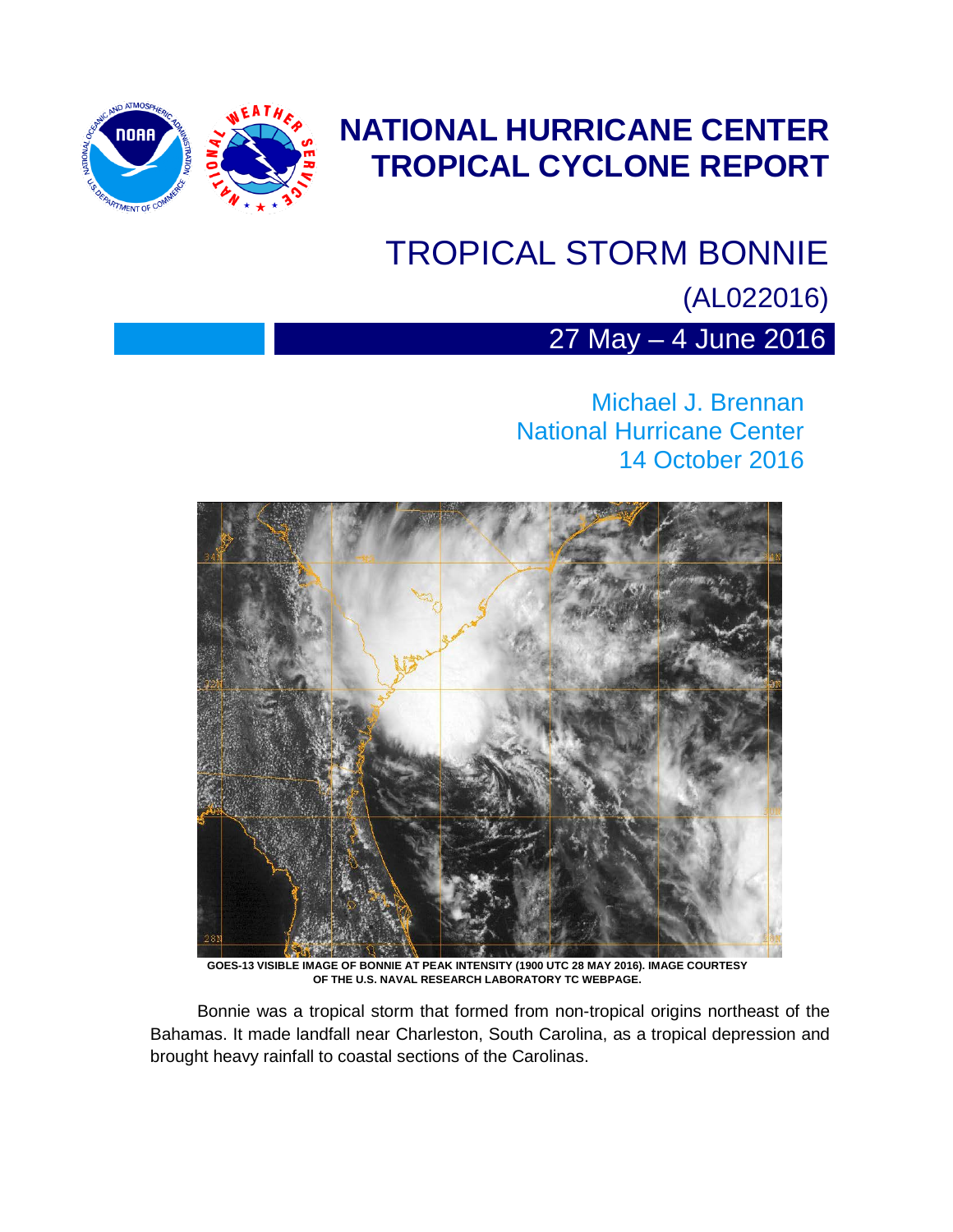# NATIONAL HURRICANE CENTER TROPICAL CYCLONE REPORT

## TROPICAL STORM BONNIE

(AL022016)

27 May – 4 June 2016

Michael J. Brennan
National Hurricane Center
14 October 2016

GOES-13 VISIBLE IMAGE OF BONNIE AT PEAK INTENSITY (1900 UTC 28 MAY 2016). IMAGE COURTESY OF THE U.S. NAVAL RESEARCH LABORATORY TC WEBPAGE.

Bonnie was a tropical storm that formed from non-tropical origins northeast of the Bahamas. It made landfall near Charleston, South Carolina, as a tropical depression and brought heavy rainfall to coastal sections of the Carolinas.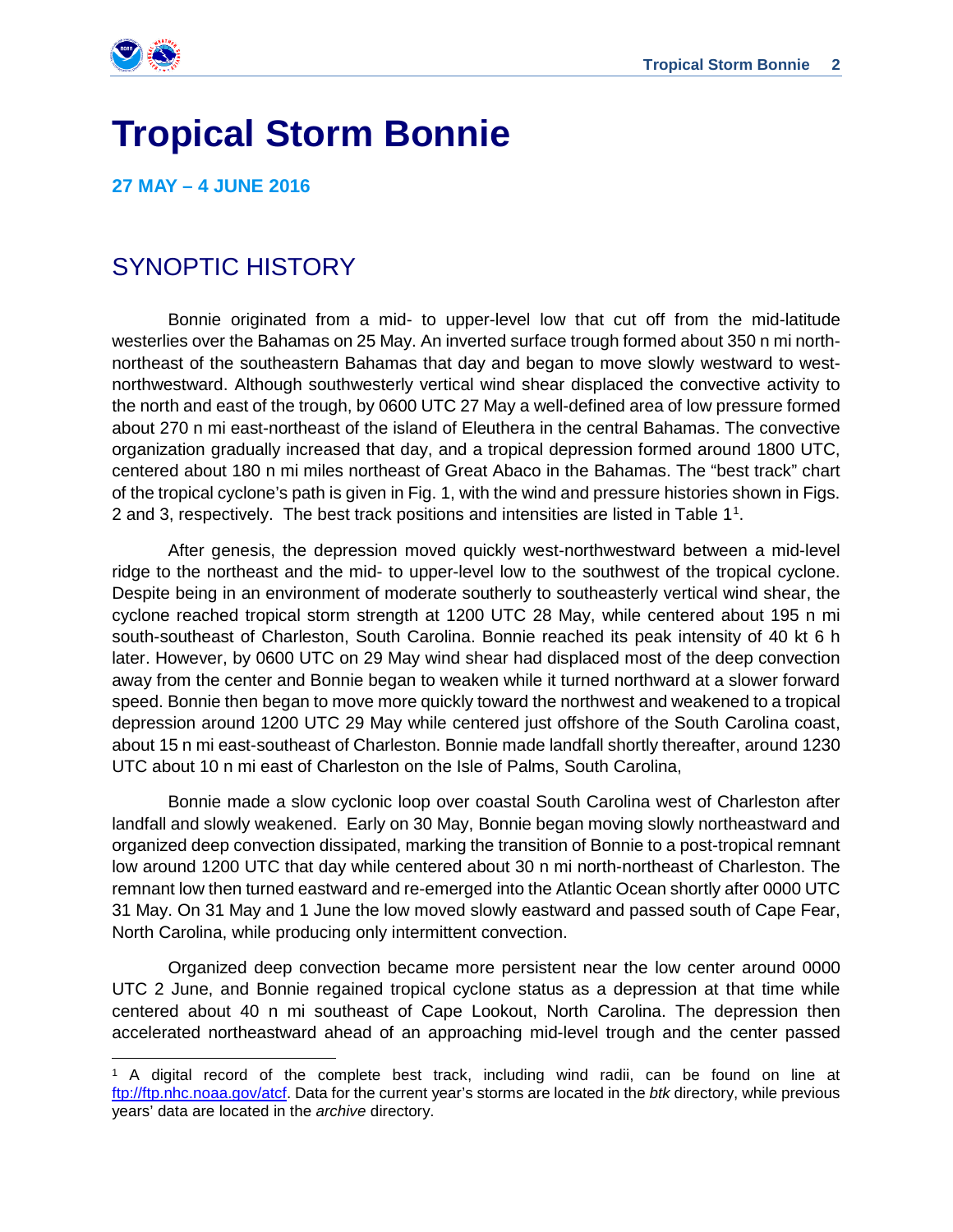# Tropical Storm Bonnie

**27 MAY – 4 JUNE 2016**

## SYNOPTIC HISTORY

Bonnie originated from a mid- to upper-level low that cut off from the mid-latitude westerlies over the Bahamas on 25 May. An inverted surface trough formed about 350 n mi north-northeast of the southeastern Bahamas that day and began to move slowly westward to west-northwestward. Although southwesterly vertical wind shear displaced the convective activity to the north and east of the trough, by 0600 UTC 27 May a well-defined area of low pressure formed about 270 n mi east-northeast of the island of Eleuthera in the central Bahamas. The convective organization gradually increased that day, and a tropical depression formed around 1800 UTC, centered about 180 n mi miles northeast of Great Abaco in the Bahamas. The "best track" chart of the tropical cyclone's path is given in Fig. 1, with the wind and pressure histories shown in Figs. 2 and 3, respectively. The best track positions and intensities are listed in Table 1[1].

After genesis, the depression moved quickly west-northwestward between a mid-level ridge to the northeast and the mid- to upper-level low to the southwest of the tropical cyclone. Despite being in an environment of moderate southerly to southeasterly vertical wind shear, the cyclone reached tropical storm strength at 1200 UTC 28 May, while centered about 195 n mi south-southeast of Charleston, South Carolina. Bonnie reached its peak intensity of 40 kt 6 h later. However, by 0600 UTC on 29 May wind shear had displaced most of the deep convection away from the center and Bonnie began to weaken while it turned northward at a slower forward speed. Bonnie then began to move more quickly toward the northwest and weakened to a tropical depression around 1200 UTC 29 May while centered just offshore of the South Carolina coast, about 15 n mi east-southeast of Charleston. Bonnie made landfall shortly thereafter, around 1230 UTC about 10 n mi east of Charleston on the Isle of Palms, South Carolina,

Bonnie made a slow cyclonic loop over coastal South Carolina west of Charleston after landfall and slowly weakened. Early on 30 May, Bonnie began moving slowly northeastward and organized deep convection dissipated, marking the transition of Bonnie to a post-tropical remnant low around 1200 UTC that day while centered about 30 n mi north-northeast of Charleston. The remnant low then turned eastward and re-emerged into the Atlantic Ocean shortly after 0000 UTC 31 May. On 31 May and 1 June the low moved slowly eastward and passed south of Cape Fear, North Carolina, while producing only intermittent convection.

Organized deep convection became more persistent near the low center around 0000 UTC 2 June, and Bonnie regained tropical cyclone status as a depression at that time while centered about 40 n mi southeast of Cape Lookout, North Carolina. The depression then accelerated northeastward ahead of an approaching mid-level trough and the center passed

---

[1] A digital record of the complete best track, including wind radii, can be found on line at ftp://ftp.nhc.noaa.gov/atcf. Data for the current year's storms are located in the *btk* directory, while previous years' data are located in the *archive* directory.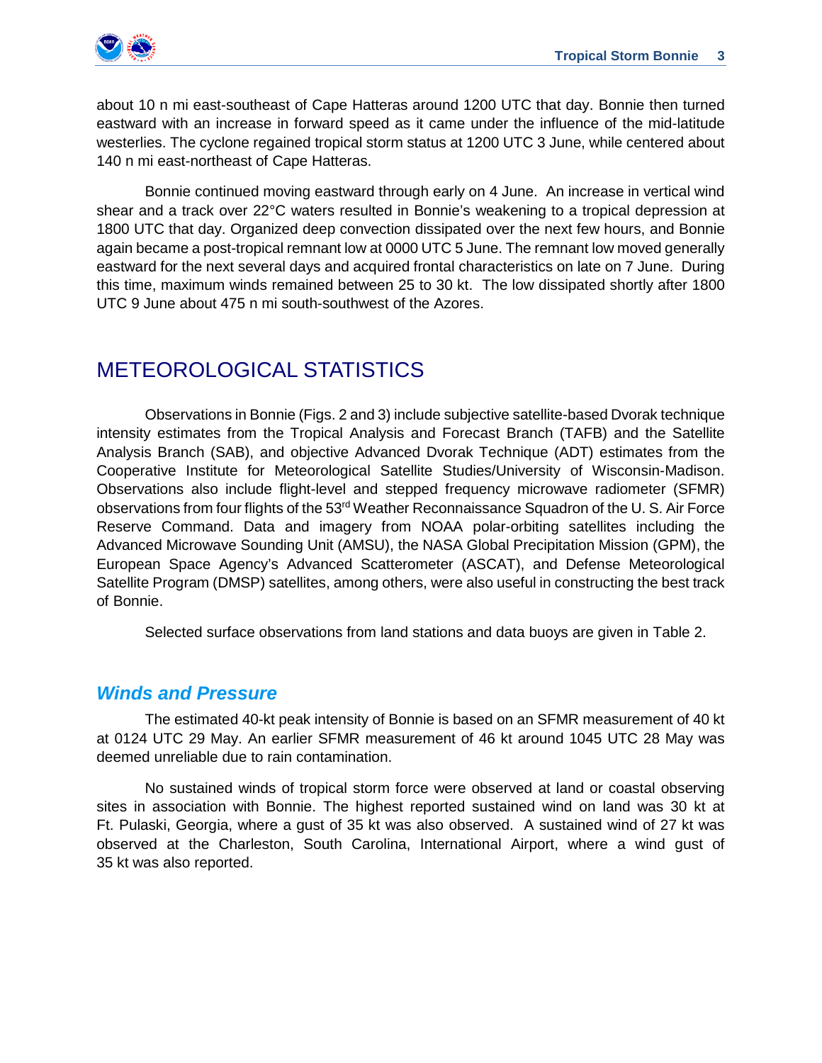about 10 n mi east-southeast of Cape Hatteras around 1200 UTC that day. Bonnie then turned eastward with an increase in forward speed as it came under the influence of the mid-latitude westerlies. The cyclone regained tropical storm status at 1200 UTC 3 June, while centered about 140 n mi east-northeast of Cape Hatteras.

Bonnie continued moving eastward through early on 4 June. An increase in vertical wind shear and a track over 22°C waters resulted in Bonnie's weakening to a tropical depression at 1800 UTC that day. Organized deep convection dissipated over the next few hours, and Bonnie again became a post-tropical remnant low at 0000 UTC 5 June. The remnant low moved generally eastward for the next several days and acquired frontal characteristics on late on 7 June. During this time, maximum winds remained between 25 to 30 kt. The low dissipated shortly after 1800 UTC 9 June about 475 n mi south-southwest of the Azores.

# METEOROLOGICAL STATISTICS

Observations in Bonnie (Figs. 2 and 3) include subjective satellite-based Dvorak technique intensity estimates from the Tropical Analysis and Forecast Branch (TAFB) and the Satellite Analysis Branch (SAB), and objective Advanced Dvorak Technique (ADT) estimates from the Cooperative Institute for Meteorological Satellite Studies/University of Wisconsin-Madison. Observations also include flight-level and stepped frequency microwave radiometer (SFMR) observations from four flights of the 53rd Weather Reconnaissance Squadron of the U. S. Air Force Reserve Command. Data and imagery from NOAA polar-orbiting satellites including the Advanced Microwave Sounding Unit (AMSU), the NASA Global Precipitation Mission (GPM), the European Space Agency's Advanced Scatterometer (ASCAT), and Defense Meteorological Satellite Program (DMSP) satellites, among others, were also useful in constructing the best track of Bonnie.

Selected surface observations from land stations and data buoys are given in Table 2.

## *Winds and Pressure*

The estimated 40-kt peak intensity of Bonnie is based on an SFMR measurement of 40 kt at 0124 UTC 29 May. An earlier SFMR measurement of 46 kt around 1045 UTC 28 May was deemed unreliable due to rain contamination.

No sustained winds of tropical storm force were observed at land or coastal observing sites in association with Bonnie. The highest reported sustained wind on land was 30 kt at Ft. Pulaski, Georgia, where a gust of 35 kt was also observed. A sustained wind of 27 kt was observed at the Charleston, South Carolina, International Airport, where a wind gust of 35 kt was also reported.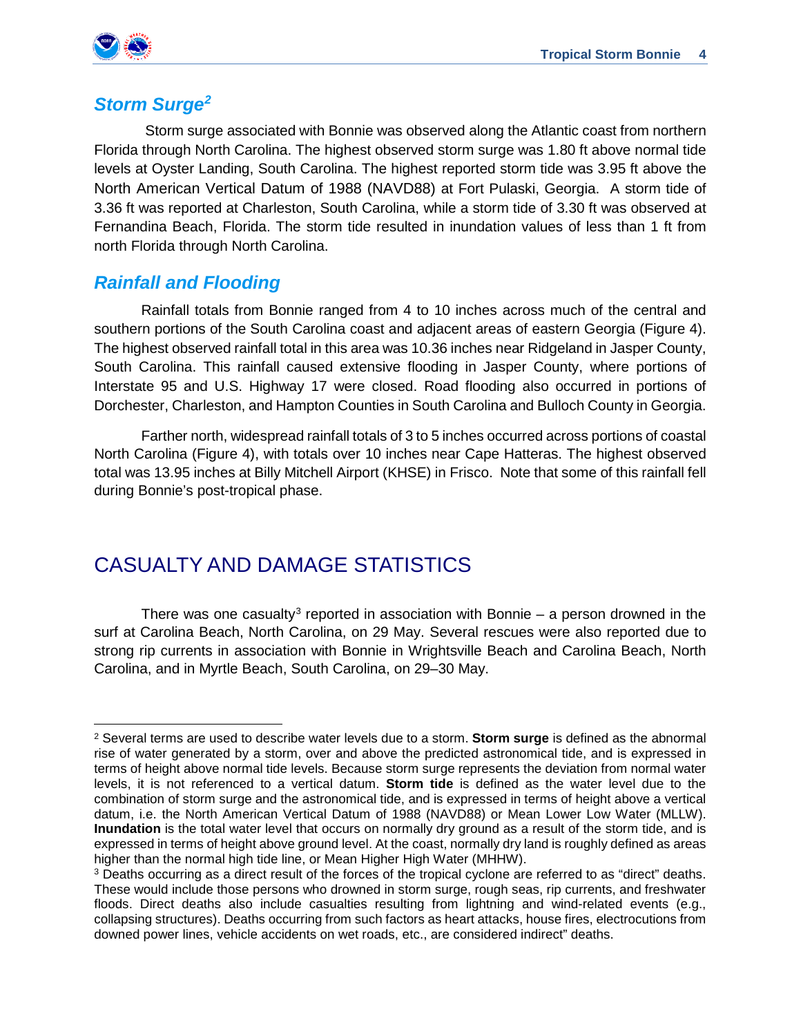### *Storm Surge*[2]

Storm surge associated with Bonnie was observed along the Atlantic coast from northern Florida through North Carolina. The highest observed storm surge was 1.80 ft above normal tide levels at Oyster Landing, South Carolina. The highest reported storm tide was 3.95 ft above the North American Vertical Datum of 1988 (NAVD88) at Fort Pulaski, Georgia. A storm tide of 3.36 ft was reported at Charleston, South Carolina, while a storm tide of 3.30 ft was observed at Fernandina Beach, Florida. The storm tide resulted in inundation values of less than 1 ft from north Florida through North Carolina.

### *Rainfall and Flooding*

Rainfall totals from Bonnie ranged from 4 to 10 inches across much of the central and southern portions of the South Carolina coast and adjacent areas of eastern Georgia (Figure 4). The highest observed rainfall total in this area was 10.36 inches near Ridgeland in Jasper County, South Carolina. This rainfall caused extensive flooding in Jasper County, where portions of Interstate 95 and U.S. Highway 17 were closed. Road flooding also occurred in portions of Dorchester, Charleston, and Hampton Counties in South Carolina and Bulloch County in Georgia.

Farther north, widespread rainfall totals of 3 to 5 inches occurred across portions of coastal North Carolina (Figure 4), with totals over 10 inches near Cape Hatteras. The highest observed total was 13.95 inches at Billy Mitchell Airport (KHSE) in Frisco. Note that some of this rainfall fell during Bonnie's post-tropical phase.

## CASUALTY AND DAMAGE STATISTICS

There was one casualty[3] reported in association with Bonnie – a person drowned in the surf at Carolina Beach, North Carolina, on 29 May. Several rescues were also reported due to strong rip currents in association with Bonnie in Wrightsville Beach and Carolina Beach, North Carolina, and in Myrtle Beach, South Carolina, on 29–30 May.

---

[2] Several terms are used to describe water levels due to a storm. **Storm surge** is defined as the abnormal rise of water generated by a storm, over and above the predicted astronomical tide, and is expressed in terms of height above normal tide levels. Because storm surge represents the deviation from normal water levels, it is not referenced to a vertical datum. **Storm tide** is defined as the water level due to the combination of storm surge and the astronomical tide, and is expressed in terms of height above a vertical datum, i.e. the North American Vertical Datum of 1988 (NAVD88) or Mean Lower Low Water (MLLW). **Inundation** is the total water level that occurs on normally dry ground as a result of the storm tide, and is expressed in terms of height above ground level. At the coast, normally dry land is roughly defined as areas higher than the normal high tide line, or Mean Higher High Water (MHHW).

[3] Deaths occurring as a direct result of the forces of the tropical cyclone are referred to as "direct" deaths. These would include those persons who drowned in storm surge, rough seas, rip currents, and freshwater floods. Direct deaths also include casualties resulting from lightning and wind-related events (e.g., collapsing structures). Deaths occurring from such factors as heart attacks, house fires, electrocutions from downed power lines, vehicle accidents on wet roads, etc., are considered indirect" deaths.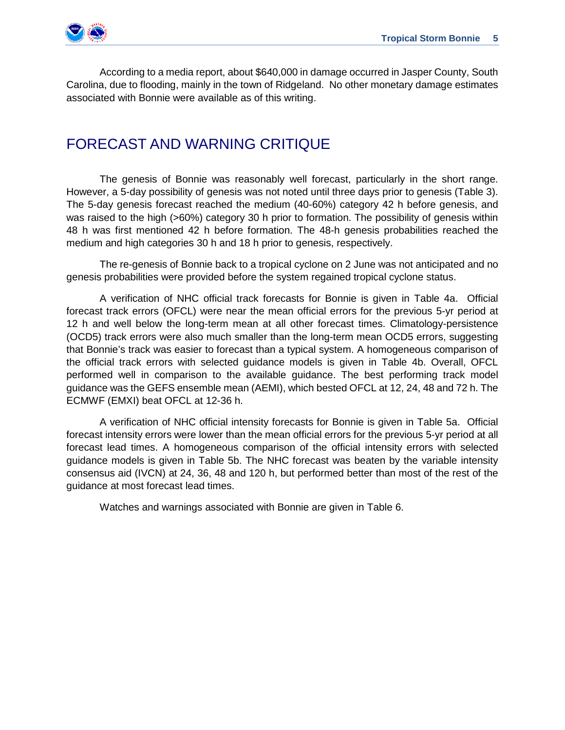According to a media report, about $640,000 in damage occurred in Jasper County, South Carolina, due to flooding, mainly in the town of Ridgeland. No other monetary damage estimates associated with Bonnie were available as of this writing.

## FORECAST AND WARNING CRITIQUE

The genesis of Bonnie was reasonably well forecast, particularly in the short range. However, a 5-day possibility of genesis was not noted until three days prior to genesis (Table 3). The 5-day genesis forecast reached the medium (40-60%) category 42 h before genesis, and was raised to the high (>60%) category 30 h prior to formation. The possibility of genesis within 48 h was first mentioned 42 h before formation. The 48-h genesis probabilities reached the medium and high categories 30 h and 18 h prior to genesis, respectively.

The re-genesis of Bonnie back to a tropical cyclone on 2 June was not anticipated and no genesis probabilities were provided before the system regained tropical cyclone status.

A verification of NHC official track forecasts for Bonnie is given in Table 4a. Official forecast track errors (OFCL) were near the mean official errors for the previous 5-yr period at 12 h and well below the long-term mean at all other forecast times. Climatology-persistence (OCD5) track errors were also much smaller than the long-term mean OCD5 errors, suggesting that Bonnie's track was easier to forecast than a typical system. A homogeneous comparison of the official track errors with selected guidance models is given in Table 4b. Overall, OFCL performed well in comparison to the available guidance. The best performing track model guidance was the GEFS ensemble mean (AEMI), which bested OFCL at 12, 24, 48 and 72 h. The ECMWF (EMXI) beat OFCL at 12-36 h.

A verification of NHC official intensity forecasts for Bonnie is given in Table 5a. Official forecast intensity errors were lower than the mean official errors for the previous 5-yr period at all forecast lead times. A homogeneous comparison of the official intensity errors with selected guidance models is given in Table 5b. The NHC forecast was beaten by the variable intensity consensus aid (IVCN) at 24, 36, 48 and 120 h, but performed better than most of the rest of the guidance at most forecast lead times.

Watches and warnings associated with Bonnie are given in Table 6.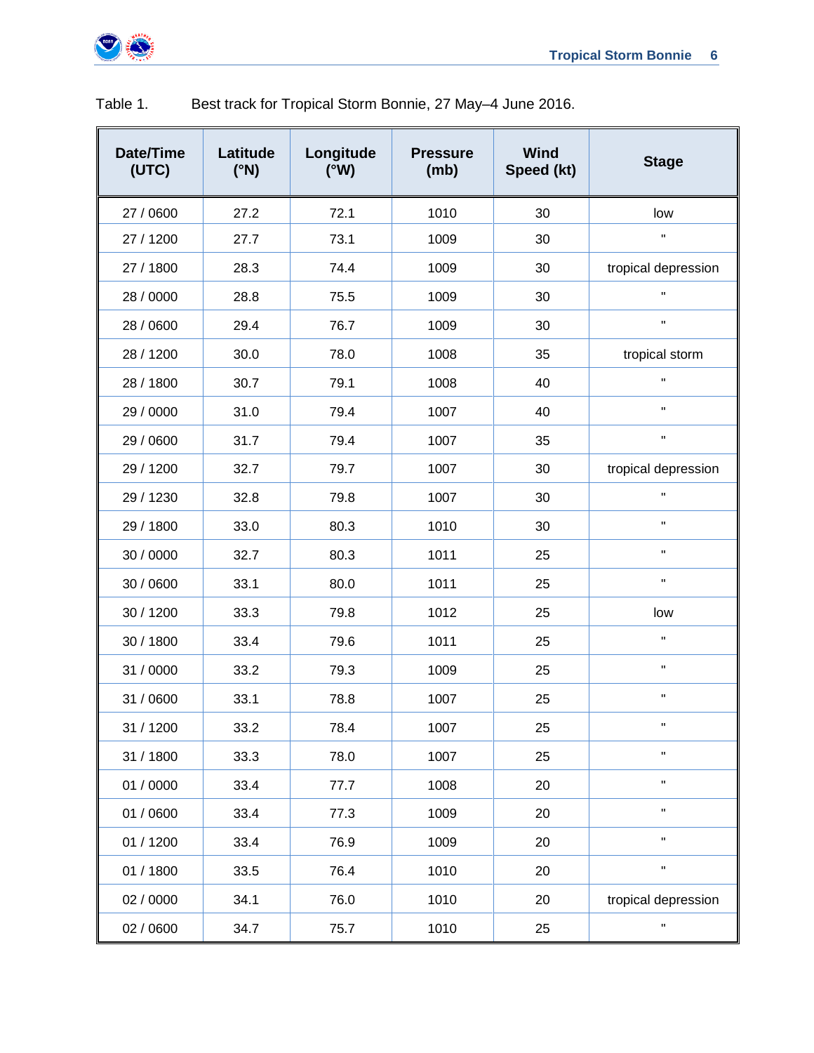Table 1. Best track for Tropical Storm Bonnie, 27 May–4 June 2016.

| Date/Time (UTC) | Latitude (°N) | Longitude (°W) | Pressure (mb) | Wind Speed (kt) | Stage |
|---|---|---|---|---|---|
| 27 / 0600 | 27.2 | 72.1 | 1010 | 30 | low |
| 27 / 1200 | 27.7 | 73.1 | 1009 | 30 | " |
| 27 / 1800 | 28.3 | 74.4 | 1009 | 30 | tropical depression |
| 28 / 0000 | 28.8 | 75.5 | 1009 | 30 | " |
| 28 / 0600 | 29.4 | 76.7 | 1009 | 30 | " |
| 28 / 1200 | 30.0 | 78.0 | 1008 | 35 | tropical storm |
| 28 / 1800 | 30.7 | 79.1 | 1008 | 40 | " |
| 29 / 0000 | 31.0 | 79.4 | 1007 | 40 | " |
| 29 / 0600 | 31.7 | 79.4 | 1007 | 35 | " |
| 29 / 1200 | 32.7 | 79.7 | 1007 | 30 | tropical depression |
| 29 / 1230 | 32.8 | 79.8 | 1007 | 30 | " |
| 29 / 1800 | 33.0 | 80.3 | 1010 | 30 | " |
| 30 / 0000 | 32.7 | 80.3 | 1011 | 25 | " |
| 30 / 0600 | 33.1 | 80.0 | 1011 | 25 | " |
| 30 / 1200 | 33.3 | 79.8 | 1012 | 25 | low |
| 30 / 1800 | 33.4 | 79.6 | 1011 | 25 | " |
| 31 / 0000 | 33.2 | 79.3 | 1009 | 25 | " |
| 31 / 0600 | 33.1 | 78.8 | 1007 | 25 | " |
| 31 / 1200 | 33.2 | 78.4 | 1007 | 25 | " |
| 31 / 1800 | 33.3 | 78.0 | 1007 | 25 | " |
| 01 / 0000 | 33.4 | 77.7 | 1008 | 20 | " |
| 01 / 0600 | 33.4 | 77.3 | 1009 | 20 | " |
| 01 / 1200 | 33.4 | 76.9 | 1009 | 20 | " |
| 01 / 1800 | 33.5 | 76.4 | 1010 | 20 | " |
| 02 / 0000 | 34.1 | 76.0 | 1010 | 20 | tropical depression |
| 02 / 0600 | 34.7 | 75.7 | 1010 | 25 | " |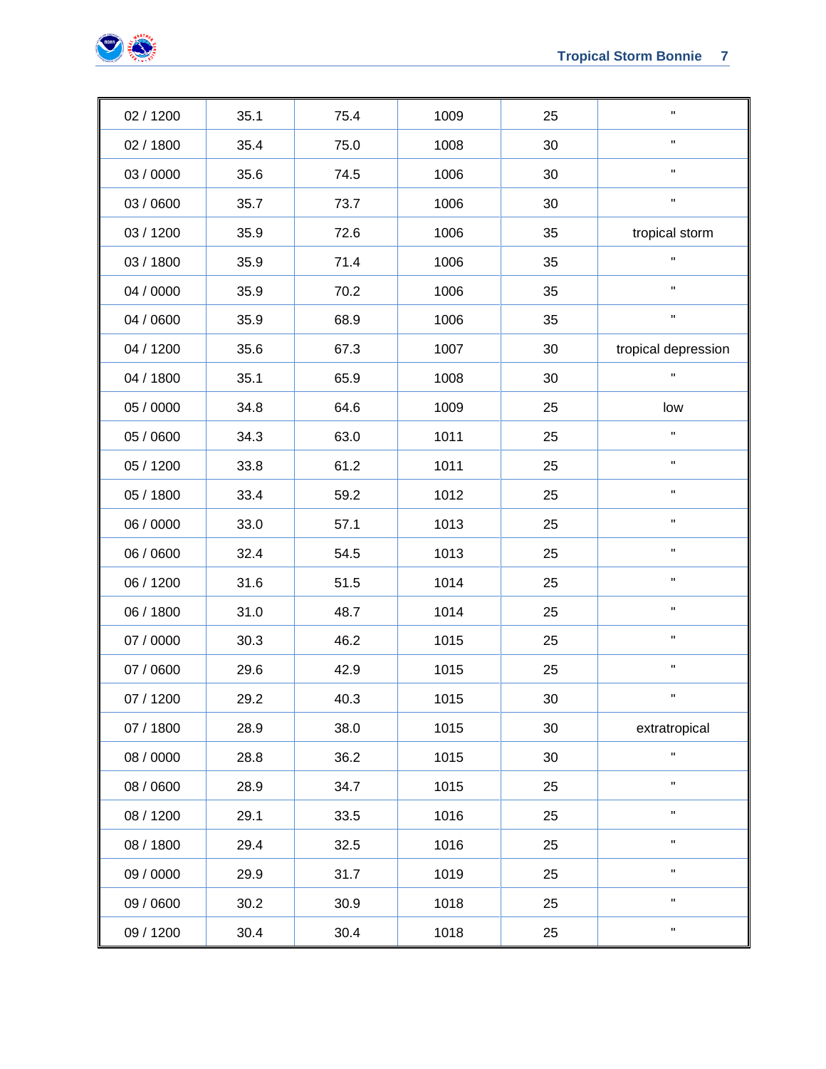| 02 / 1200 | 35.1 | 75.4 | 1009 | 25 | " |
|---|---|---|---|---|---|
| 02 / 1800 | 35.4 | 75.0 | 1008 | 30 | " |
| 03 / 0000 | 35.6 | 74.5 | 1006 | 30 | " |
| 03 / 0600 | 35.7 | 73.7 | 1006 | 30 | " |
| 03 / 1200 | 35.9 | 72.6 | 1006 | 35 | tropical storm |
| 03 / 1800 | 35.9 | 71.4 | 1006 | 35 | " |
| 04 / 0000 | 35.9 | 70.2 | 1006 | 35 | " |
| 04 / 0600 | 35.9 | 68.9 | 1006 | 35 | " |
| 04 / 1200 | 35.6 | 67.3 | 1007 | 30 | tropical depression |
| 04 / 1800 | 35.1 | 65.9 | 1008 | 30 | " |
| 05 / 0000 | 34.8 | 64.6 | 1009 | 25 | low |
| 05 / 0600 | 34.3 | 63.0 | 1011 | 25 | " |
| 05 / 1200 | 33.8 | 61.2 | 1011 | 25 | " |
| 05 / 1800 | 33.4 | 59.2 | 1012 | 25 | " |
| 06 / 0000 | 33.0 | 57.1 | 1013 | 25 | " |
| 06 / 0600 | 32.4 | 54.5 | 1013 | 25 | " |
| 06 / 1200 | 31.6 | 51.5 | 1014 | 25 | " |
| 06 / 1800 | 31.0 | 48.7 | 1014 | 25 | " |
| 07 / 0000 | 30.3 | 46.2 | 1015 | 25 | " |
| 07 / 0600 | 29.6 | 42.9 | 1015 | 25 | " |
| 07 / 1200 | 29.2 | 40.3 | 1015 | 30 | " |
| 07 / 1800 | 28.9 | 38.0 | 1015 | 30 | extratropical |
| 08 / 0000 | 28.8 | 36.2 | 1015 | 30 | " |
| 08 / 0600 | 28.9 | 34.7 | 1015 | 25 | " |
| 08 / 1200 | 29.1 | 33.5 | 1016 | 25 | " |
| 08 / 1800 | 29.4 | 32.5 | 1016 | 25 | " |
| 09 / 0000 | 29.9 | 31.7 | 1019 | 25 | " |
| 09 / 0600 | 30.2 | 30.9 | 1018 | 25 | " |
| 09 / 1200 | 30.4 | 30.4 | 1018 | 25 | " |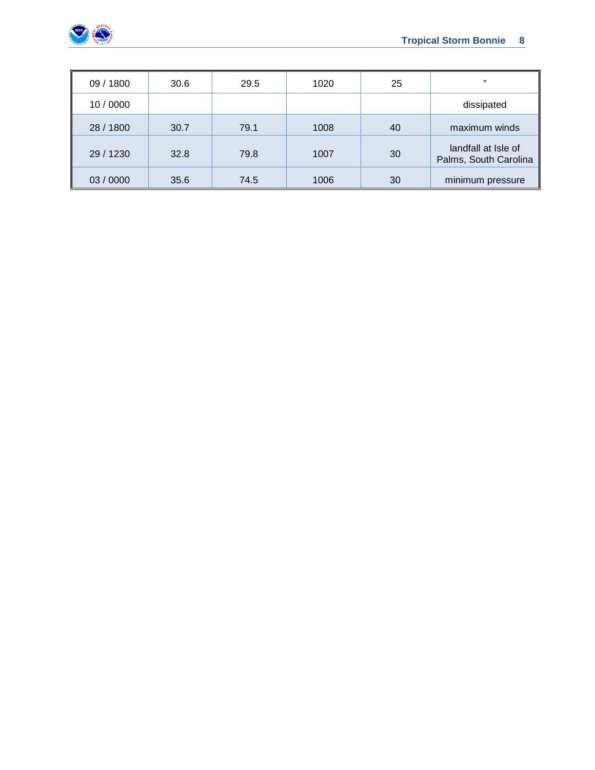| | | | | | |
|---|---|---|---|---|---|
| 09 / 1800 | 30.6 | 29.5 | 1020 | 25 | " |
| 10 / 0000 | | | | | dissipated |
| 28 / 1800 | 30.7 | 79.1 | 1008 | 40 | maximum winds |
| 29 / 1230 | 32.8 | 79.8 | 1007 | 30 | landfall at Isle of Palms, South Carolina |
| 03 / 0000 | 35.6 | 74.5 | 1006 | 30 | minimum pressure |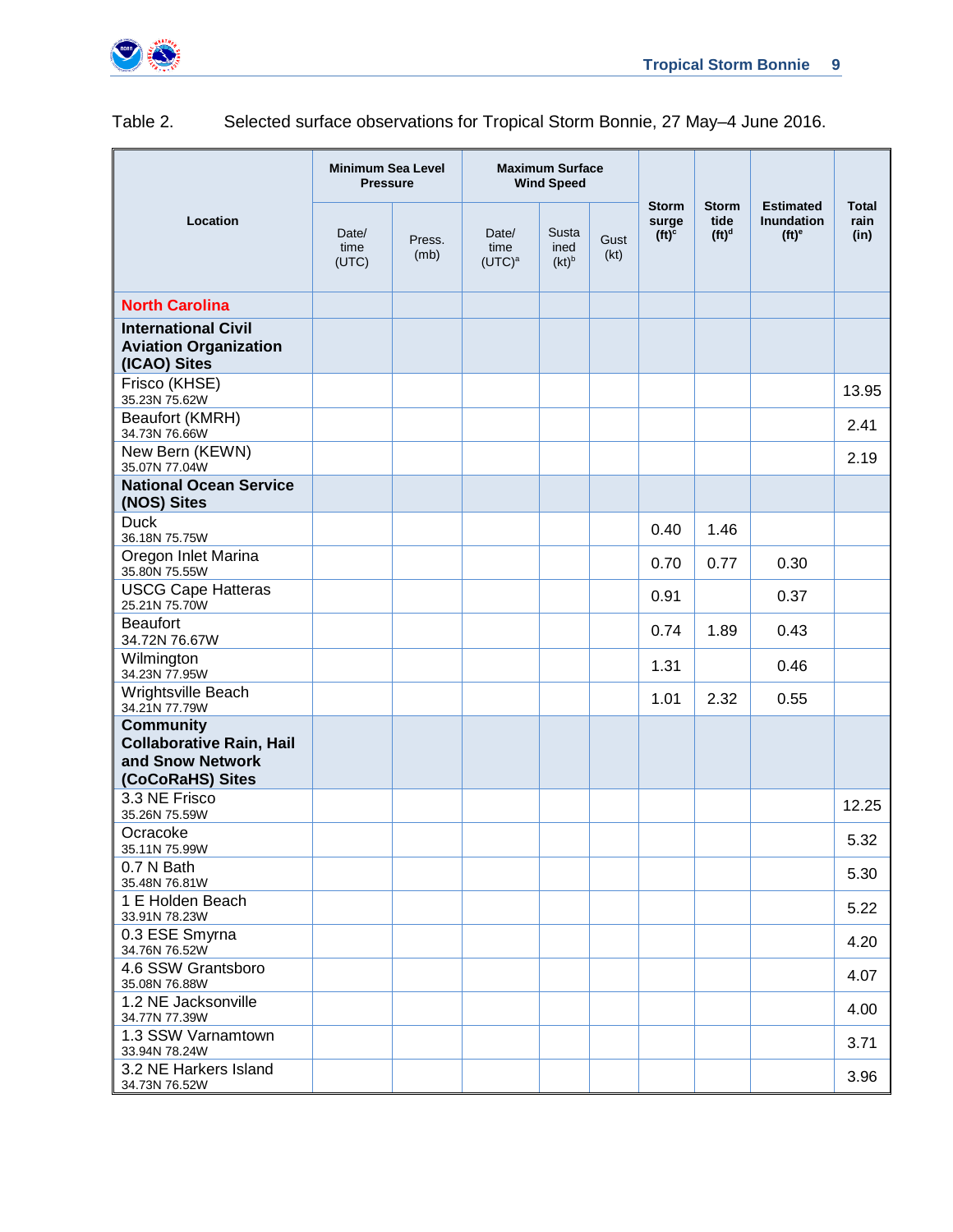Table 2. Selected surface observations for Tropical Storm Bonnie, 27 May–4 June 2016.

| Location | Minimum Sea Level Pressure | | Maximum Surface Wind Speed | | | Storm surge (ft)[c] | Storm tide (ft)[d] | Estimated Inundation (ft)[e] | Total rain (in) |
|---|---|---|---|---|---|---|---|---|---|
| | Date/ time (UTC) | Press. (mb) | Date/ time (UTC)[a] | Sustained (kt)[b] | Gust (kt) | | | | |
| **North Carolina** | | | | | | | | | |
| **International Civil Aviation Organization (ICAO) Sites** | | | | | | | | | |
| Frisco (KHSE) 35.23N 75.62W | | | | | | | | | 13.95 |
| Beaufort (KMRH) 34.73N 76.66W | | | | | | | | | 2.41 |
| New Bern (KEWN) 35.07N 77.04W | | | | | | | | | 2.19 |
| **National Ocean Service (NOS) Sites** | | | | | | | | | |
| Duck 36.18N 75.75W | | | | | | 0.40 | 1.46 | | |
| Oregon Inlet Marina 35.80N 75.55W | | | | | | 0.70 | 0.77 | 0.30 | |
| USCG Cape Hatteras 25.21N 75.70W | | | | | | 0.91 | | 0.37 | |
| Beaufort 34.72N 76.67W | | | | | | 0.74 | 1.89 | 0.43 | |
| Wilmington 34.23N 77.95W | | | | | | 1.31 | | 0.46 | |
| Wrightsville Beach 34.21N 77.79W | | | | | | 1.01 | 2.32 | 0.55 | |
| **Community Collaborative Rain, Hail and Snow Network (CoCoRaHS) Sites** | | | | | | | | | |
| 3.3 NE Frisco 35.26N 75.59W | | | | | | | | | 12.25 |
| Ocracoke 35.11N 75.99W | | | | | | | | | 5.32 |
| 0.7 N Bath 35.48N 76.81W | | | | | | | | | 5.30 |
| 1 E Holden Beach 33.91N 78.23W | | | | | | | | | 5.22 |
| 0.3 ESE Smyrna 34.76N 76.52W | | | | | | | | | 4.20 |
| 4.6 SSW Grantsboro 35.08N 76.88W | | | | | | | | | 4.07 |
| 1.2 NE Jacksonville 34.77N 77.39W | | | | | | | | | 4.00 |
| 1.3 SSW Varnamtown 33.94N 78.24W | | | | | | | | | 3.71 |
| 3.2 NE Harkers Island 34.73N 76.52W | | | | | | | | | 3.96 |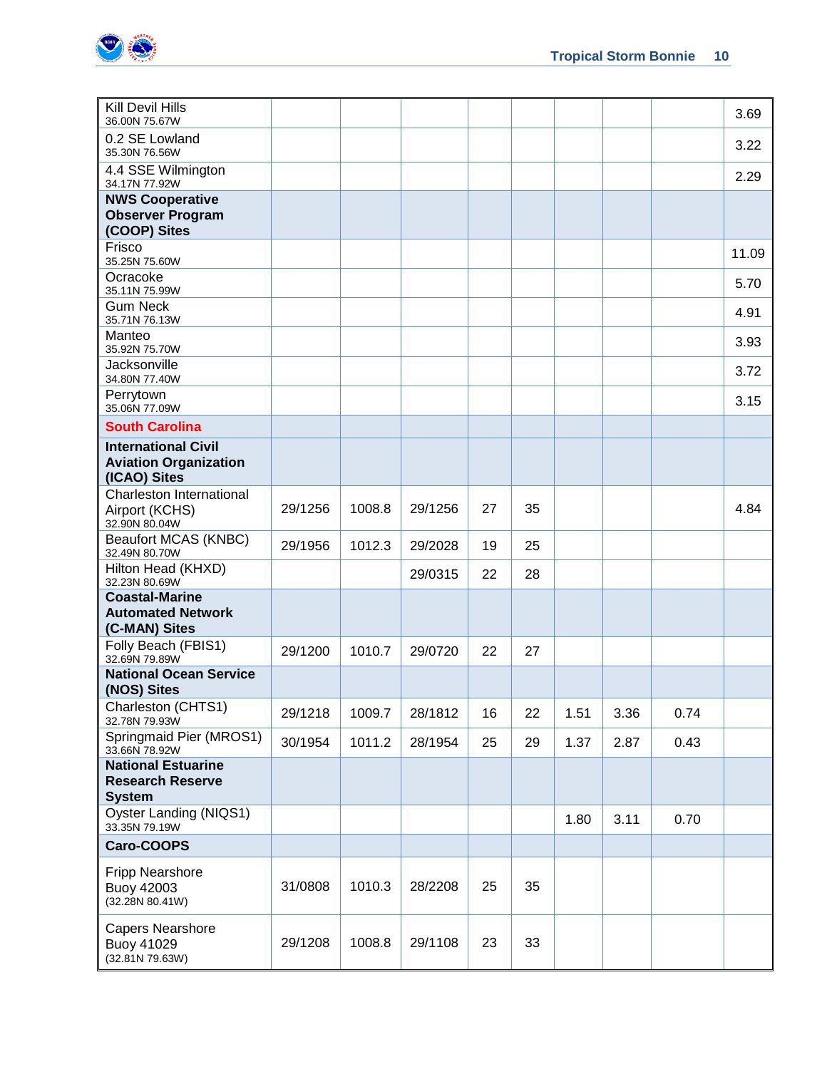| | | | | | | | | | |
|---|---|---|---|---|---|---|---|---|---|
| Kill Devil Hills<br>36.00N 75.67W | | | | | | | | | 3.69 |
| 0.2 SE Lowland<br>35.30N 76.56W | | | | | | | | | 3.22 |
| 4.4 SSE Wilmington<br>34.17N 77.92W | | | | | | | | | 2.29 |
| **NWS Cooperative Observer Program (COOP) Sites** | | | | | | | | | |
| Frisco<br>35.25N 75.60W | | | | | | | | | 11.09 |
| Ocracoke<br>35.11N 75.99W | | | | | | | | | 5.70 |
| Gum Neck<br>35.71N 76.13W | | | | | | | | | 4.91 |
| Manteo<br>35.92N 75.70W | | | | | | | | | 3.93 |
| Jacksonville<br>34.80N 77.40W | | | | | | | | | 3.72 |
| Perrytown<br>35.06N 77.09W | | | | | | | | | 3.15 |
| **South Carolina** | | | | | | | | | |
| **International Civil Aviation Organization (ICAO) Sites** | | | | | | | | | |
| Charleston International Airport (KCHS)<br>32.90N 80.04W | 29/1256 | 1008.8 | 29/1256 | 27 | 35 | | | | 4.84 |
| Beaufort MCAS (KNBC)<br>32.49N 80.70W | 29/1956 | 1012.3 | 29/2028 | 19 | 25 | | | | |
| Hilton Head (KHXD)<br>32.23N 80.69W | | | 29/0315 | 22 | 28 | | | | |
| **Coastal-Marine Automated Network (C-MAN) Sites** | | | | | | | | | |
| Folly Beach (FBIS1)<br>32.69N 79.89W | 29/1200 | 1010.7 | 29/0720 | 22 | 27 | | | | |
| **National Ocean Service (NOS) Sites** | | | | | | | | | |
| Charleston (CHTS1)<br>32.78N 79.93W | 29/1218 | 1009.7 | 28/1812 | 16 | 22 | 1.51 | 3.36 | 0.74 | |
| Springmaid Pier (MROS1)<br>33.66N 78.92W | 30/1954 | 1011.2 | 28/1954 | 25 | 29 | 1.37 | 2.87 | 0.43 | |
| **National Estuarine Research Reserve System** | | | | | | | | | |
| Oyster Landing (NIQS1)<br>33.35N 79.19W | | | | | | 1.80 | 3.11 | 0.70 | |
| **Caro-COOPS** | | | | | | | | | |
| Fripp Nearshore Buoy 42003<br>(32.28N 80.41W) | 31/0808 | 1010.3 | 28/2208 | 25 | 35 | | | | |
| Capers Nearshore Buoy 41029<br>(32.81N 79.63W) | 29/1208 | 1008.8 | 29/1108 | 23 | 33 | | | | |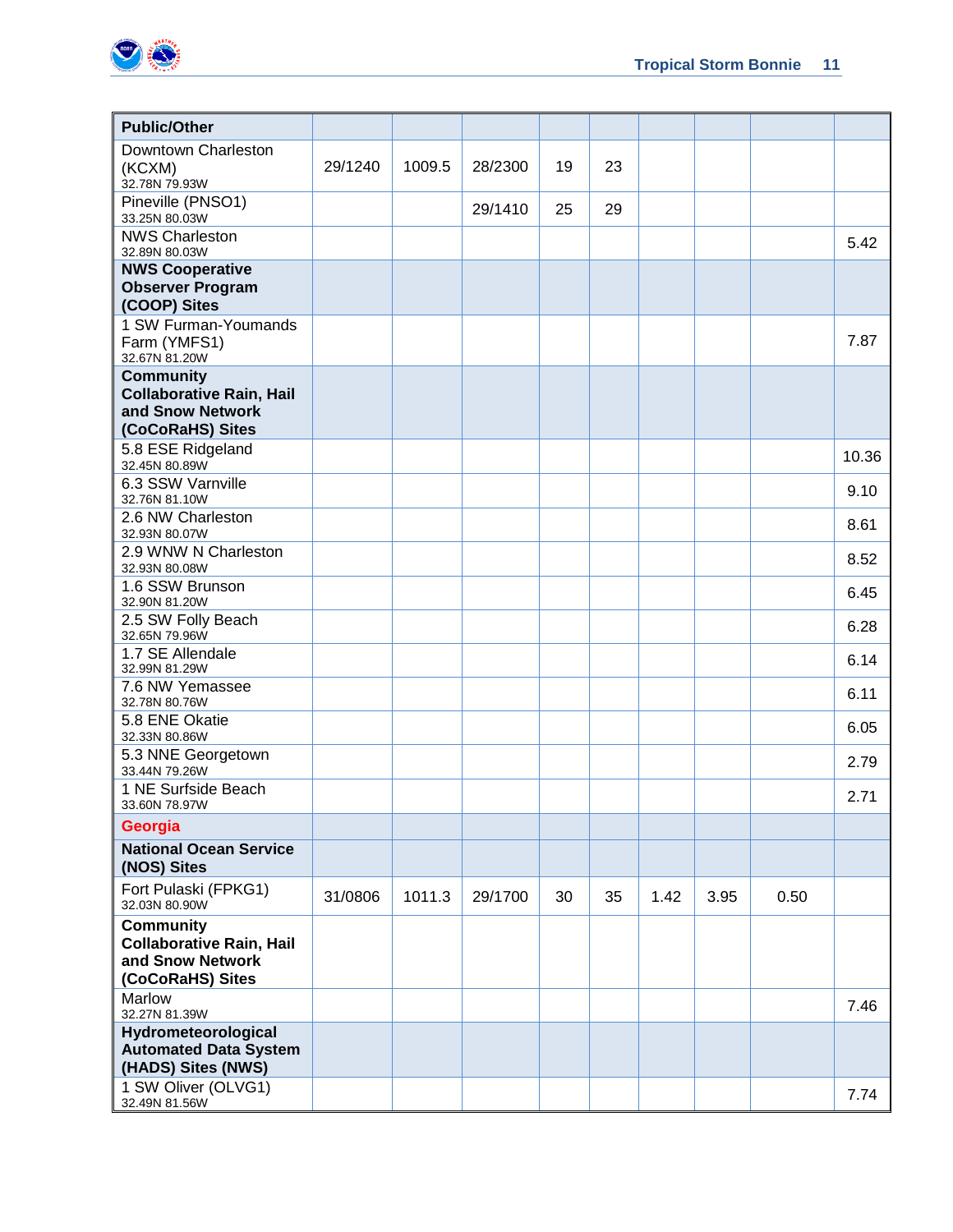| Public/Other | | | | | | | | | |
|---|---|---|---|---|---|---|---|---|---|
| Downtown Charleston (KCXM) 32.78N 79.93W | 29/1240 | 1009.5 | 28/2300 | 19 | 23 | | | | |
| Pineville (PNSO1) 33.25N 80.03W | | | 29/1410 | 25 | 29 | | | | |
| NWS Charleston 32.89N 80.03W | | | | | | | | | 5.42 |
| **NWS Cooperative Observer Program (COOP) Sites** | | | | | | | | | |
| 1 SW Furman-Youmands Farm (YMFS1) 32.67N 81.20W | | | | | | | | | 7.87 |
| **Community Collaborative Rain, Hail and Snow Network (CoCoRaHS) Sites** | | | | | | | | | |
| 5.8 ESE Ridgeland 32.45N 80.89W | | | | | | | | | 10.36 |
| 6.3 SSW Varnville 32.76N 81.10W | | | | | | | | | 9.10 |
| 2.6 NW Charleston 32.93N 80.07W | | | | | | | | | 8.61 |
| 2.9 WNW N Charleston 32.93N 80.08W | | | | | | | | | 8.52 |
| 1.6 SSW Brunson 32.90N 81.20W | | | | | | | | | 6.45 |
| 2.5 SW Folly Beach 32.65N 79.96W | | | | | | | | | 6.28 |
| 1.7 SE Allendale 32.99N 81.29W | | | | | | | | | 6.14 |
| 7.6 NW Yemassee 32.78N 80.76W | | | | | | | | | 6.11 |
| 5.8 ENE Okatie 32.33N 80.86W | | | | | | | | | 6.05 |
| 5.3 NNE Georgetown 33.44N 79.26W | | | | | | | | | 2.79 |
| 1 NE Surfside Beach 33.60N 78.97W | | | | | | | | | 2.71 |
| **Georgia** | | | | | | | | | |
| **National Ocean Service (NOS) Sites** | | | | | | | | | |
| Fort Pulaski (FPKG1) 32.03N 80.90W | 31/0806 | 1011.3 | 29/1700 | 30 | 35 | 1.42 | 3.95 | 0.50 | |
| **Community Collaborative Rain, Hail and Snow Network (CoCoRaHS) Sites** | | | | | | | | | |
| Marlow 32.27N 81.39W | | | | | | | | | 7.46 |
| **Hydrometeorological Automated Data System (HADS) Sites (NWS)** | | | | | | | | | |
| 1 SW Oliver (OLVG1) 32.49N 81.56W | | | | | | | | | 7.74 |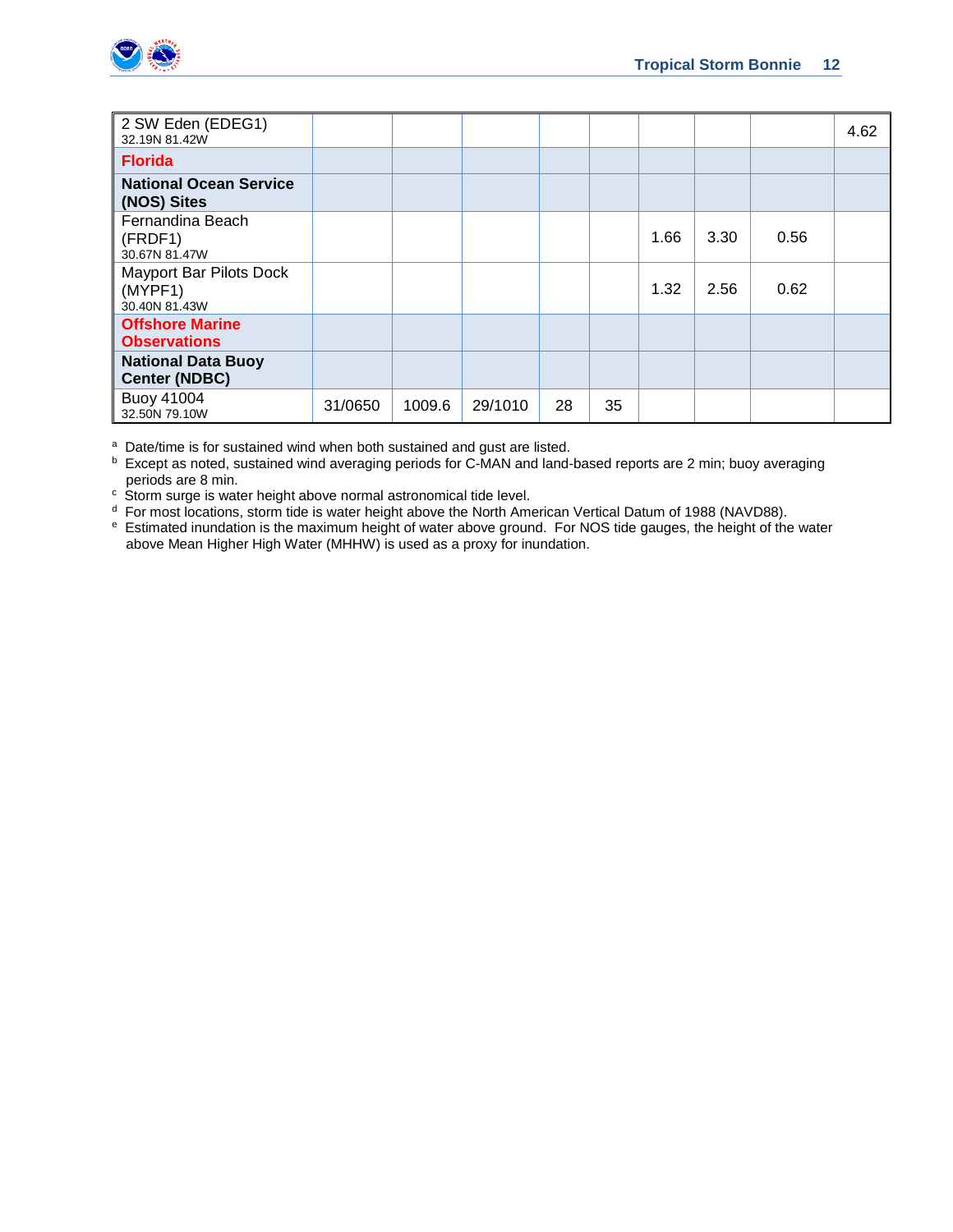| | | | | | | | | | |
|---|---|---|---|---|---|---|---|---|---|
| 2 SW Eden (EDEG1)<br>32.19N 81.42W | | | | | | | | | 4.62 |
| **Florida** | | | | | | | | | |
| **National Ocean Service (NOS) Sites** | | | | | | | | | |
| Fernandina Beach (FRDF1)<br>30.67N 81.47W | | | | | | 1.66 | 3.30 | 0.56 | |
| Mayport Bar Pilots Dock (MYPF1)<br>30.40N 81.43W | | | | | | 1.32 | 2.56 | 0.62 | |
| **Offshore Marine Observations** | | | | | | | | | |
| **National Data Buoy Center (NDBC)** | | | | | | | | | |
| Buoy 41004<br>32.50N 79.10W | 31/0650 | 1009.6 | 29/1010 | 28 | 35 | | | | |

[a] Date/time is for sustained wind when both sustained and gust are listed.
[b] Except as noted, sustained wind averaging periods for C-MAN and land-based reports are 2 min; buoy averaging periods are 8 min.
[c] Storm surge is water height above normal astronomical tide level.
[d] For most locations, storm tide is water height above the North American Vertical Datum of 1988 (NAVD88).
[e] Estimated inundation is the maximum height of water above ground. For NOS tide gauges, the height of the water above Mean Higher High Water (MHHW) is used as a proxy for inundation.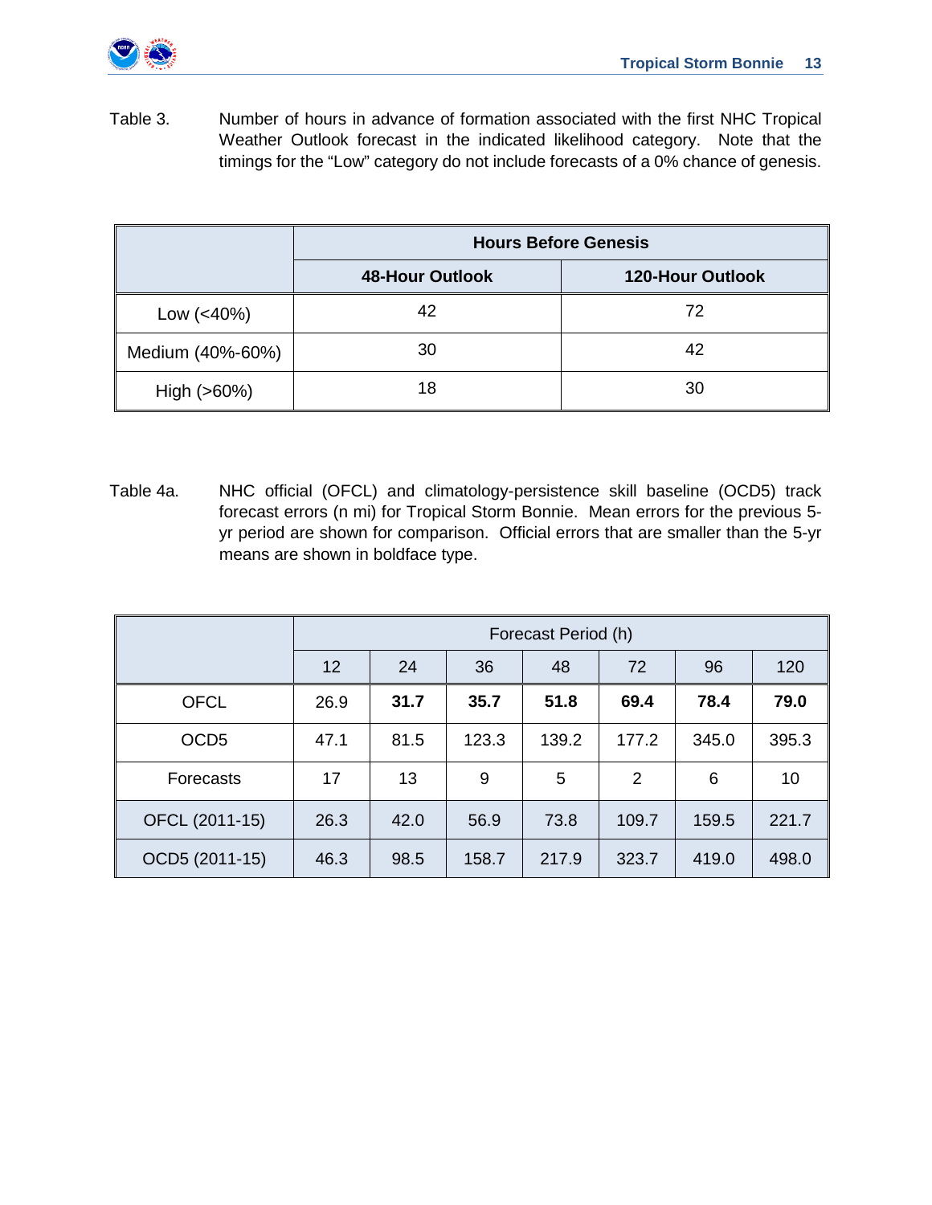Table 3. Number of hours in advance of formation associated with the first NHC Tropical Weather Outlook forecast in the indicated likelihood category. Note that the timings for the "Low" category do not include forecasts of a 0% chance of genesis.

| | **Hours Before Genesis** | |
|---|---|---|
| | **48-Hour Outlook** | **120-Hour Outlook** |
| Low (<40%) | 42 | 72 |
| Medium (40%-60%) | 30 | 42 |
| High (>60%) | 18 | 30 |

Table 4a. NHC official (OFCL) and climatology-persistence skill baseline (OCD5) track forecast errors (n mi) for Tropical Storm Bonnie. Mean errors for the previous 5-yr period are shown for comparison. Official errors that are smaller than the 5-yr means are shown in boldface type.

| | Forecast Period (h) | | | | | | |
|---|---|---|---|---|---|---|---|
| | 12 | 24 | 36 | 48 | 72 | 96 | 120 |
| OFCL | 26.9 | **31.7** | **35.7** | **51.8** | **69.4** | **78.4** | **79.0** |
| OCD5 | 47.1 | 81.5 | 123.3 | 139.2 | 177.2 | 345.0 | 395.3 |
| Forecasts | 17 | 13 | 9 | 5 | 2 | 6 | 10 |
| OFCL (2011-15) | 26.3 | 42.0 | 56.9 | 73.8 | 109.7 | 159.5 | 221.7 |
| OCD5 (2011-15) | 46.3 | 98.5 | 158.7 | 217.9 | 323.7 | 419.0 | 498.0 |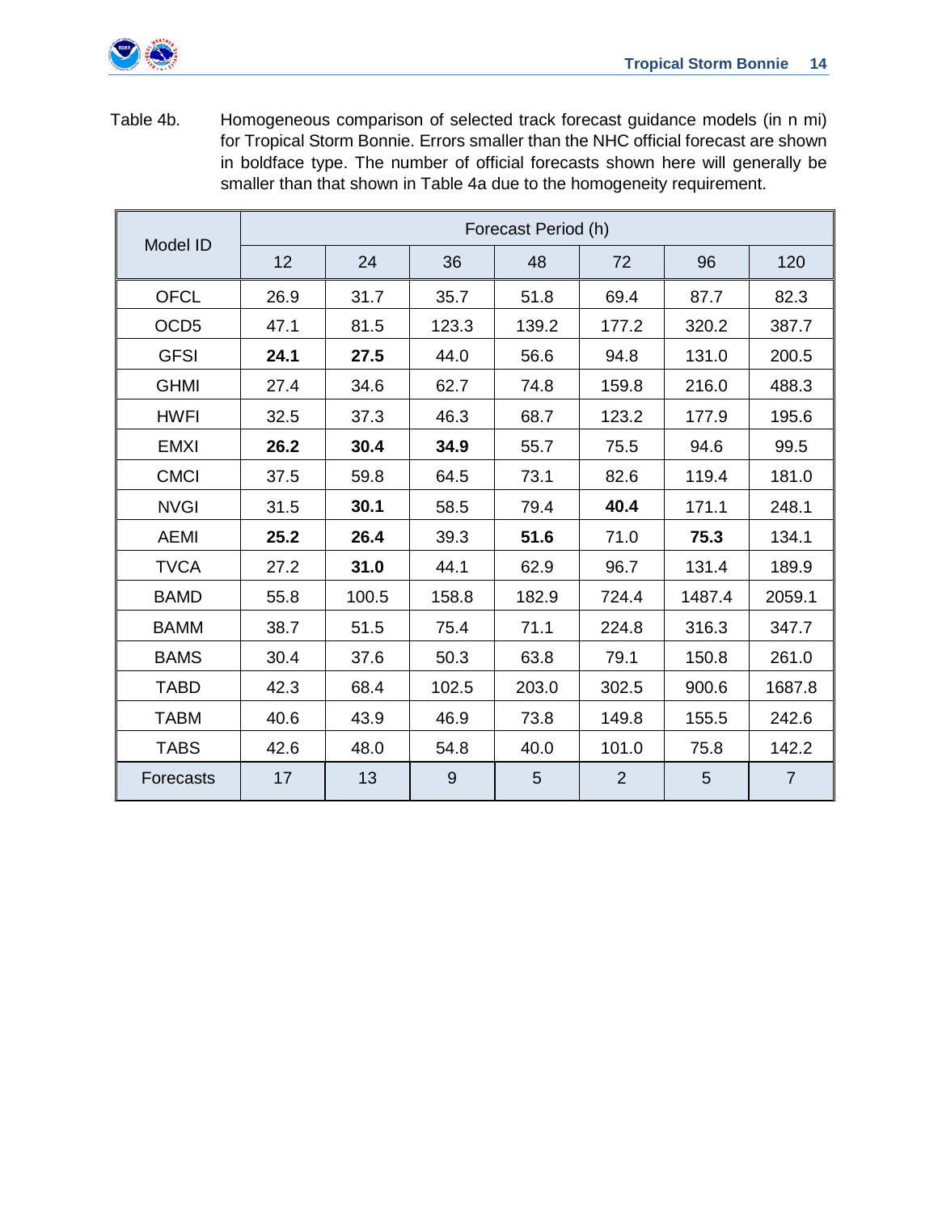Table 4b. Homogeneous comparison of selected track forecast guidance models (in n mi) for Tropical Storm Bonnie. Errors smaller than the NHC official forecast are shown in boldface type. The number of official forecasts shown here will generally be smaller than that shown in Table 4a due to the homogeneity requirement.

| Model ID | Forecast Period (h) | | | | | | |
|---|---|---|---|---|---|---|---|
| | 12 | 24 | 36 | 48 | 72 | 96 | 120 |
| OFCL | 26.9 | 31.7 | 35.7 | 51.8 | 69.4 | 87.7 | 82.3 |
| OCD5 | 47.1 | 81.5 | 123.3 | 139.2 | 177.2 | 320.2 | 387.7 |
| GFSI | **24.1** | **27.5** | 44.0 | 56.6 | 94.8 | 131.0 | 200.5 |
| GHMI | 27.4 | 34.6 | 62.7 | 74.8 | 159.8 | 216.0 | 488.3 |
| HWFI | 32.5 | 37.3 | 46.3 | 68.7 | 123.2 | 177.9 | 195.6 |
| EMXI | **26.2** | **30.4** | **34.9** | 55.7 | 75.5 | 94.6 | 99.5 |
| CMCI | 37.5 | 59.8 | 64.5 | 73.1 | 82.6 | 119.4 | 181.0 |
| NVGI | 31.5 | **30.1** | 58.5 | 79.4 | **40.4** | 171.1 | 248.1 |
| AEMI | **25.2** | **26.4** | 39.3 | **51.6** | 71.0 | **75.3** | 134.1 |
| TVCA | 27.2 | **31.0** | 44.1 | 62.9 | 96.7 | 131.4 | 189.9 |
| BAMD | 55.8 | 100.5 | 158.8 | 182.9 | 724.4 | 1487.4 | 2059.1 |
| BAMM | 38.7 | 51.5 | 75.4 | 71.1 | 224.8 | 316.3 | 347.7 |
| BAMS | 30.4 | 37.6 | 50.3 | 63.8 | 79.1 | 150.8 | 261.0 |
| TABD | 42.3 | 68.4 | 102.5 | 203.0 | 302.5 | 900.6 | 1687.8 |
| TABM | 40.6 | 43.9 | 46.9 | 73.8 | 149.8 | 155.5 | 242.6 |
| TABS | 42.6 | 48.0 | 54.8 | 40.0 | 101.0 | 75.8 | 142.2 |
| Forecasts | 17 | 13 | 9 | 5 | 2 | 5 | 7 |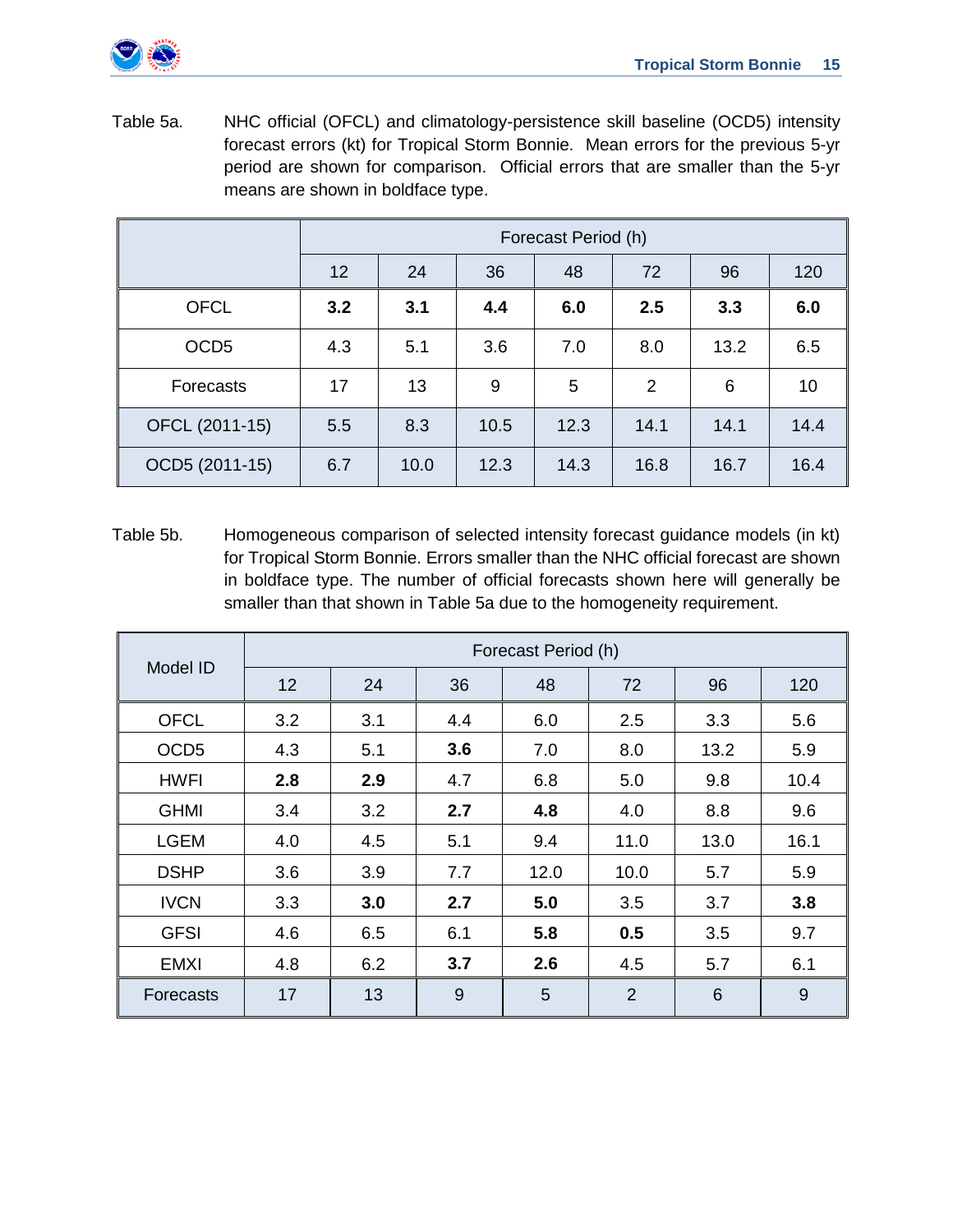Table 5a. NHC official (OFCL) and climatology-persistence skill baseline (OCD5) intensity forecast errors (kt) for Tropical Storm Bonnie. Mean errors for the previous 5-yr period are shown for comparison. Official errors that are smaller than the 5-yr means are shown in boldface type.

| | Forecast Period (h) | | | | | | |
|---|---|---|---|---|---|---|---|
| | 12 | 24 | 36 | 48 | 72 | 96 | 120 |
| OFCL | **3.2** | **3.1** | **4.4** | **6.0** | **2.5** | **3.3** | **6.0** |
| OCD5 | 4.3 | 5.1 | 3.6 | 7.0 | 8.0 | 13.2 | 6.5 |
| Forecasts | 17 | 13 | 9 | 5 | 2 | 6 | 10 |
| OFCL (2011-15) | 5.5 | 8.3 | 10.5 | 12.3 | 14.1 | 14.1 | 14.4 |
| OCD5 (2011-15) | 6.7 | 10.0 | 12.3 | 14.3 | 16.8 | 16.7 | 16.4 |

Table 5b. Homogeneous comparison of selected intensity forecast guidance models (in kt) for Tropical Storm Bonnie. Errors smaller than the NHC official forecast are shown in boldface type. The number of official forecasts shown here will generally be smaller than that shown in Table 5a due to the homogeneity requirement.

| Model ID | Forecast Period (h) | | | | | | |
|---|---|---|---|---|---|---|---|
| | 12 | 24 | 36 | 48 | 72 | 96 | 120 |
| OFCL | 3.2 | 3.1 | 4.4 | 6.0 | 2.5 | 3.3 | 5.6 |
| OCD5 | 4.3 | 5.1 | **3.6** | 7.0 | 8.0 | 13.2 | 5.9 |
| HWFI | **2.8** | **2.9** | 4.7 | 6.8 | 5.0 | 9.8 | 10.4 |
| GHMI | 3.4 | 3.2 | **2.7** | **4.8** | 4.0 | 8.8 | 9.6 |
| LGEM | 4.0 | 4.5 | 5.1 | 9.4 | 11.0 | 13.0 | 16.1 |
| DSHP | 3.6 | 3.9 | 7.7 | 12.0 | 10.0 | 5.7 | 5.9 |
| IVCN | 3.3 | **3.0** | **2.7** | **5.0** | 3.5 | 3.7 | **3.8** |
| GFSI | 4.6 | 6.5 | 6.1 | **5.8** | **0.5** | 3.5 | 9.7 |
| EMXI | 4.8 | 6.2 | **3.7** | **2.6** | 4.5 | 5.7 | 6.1 |
| Forecasts | 17 | 13 | 9 | 5 | 2 | 6 | 9 |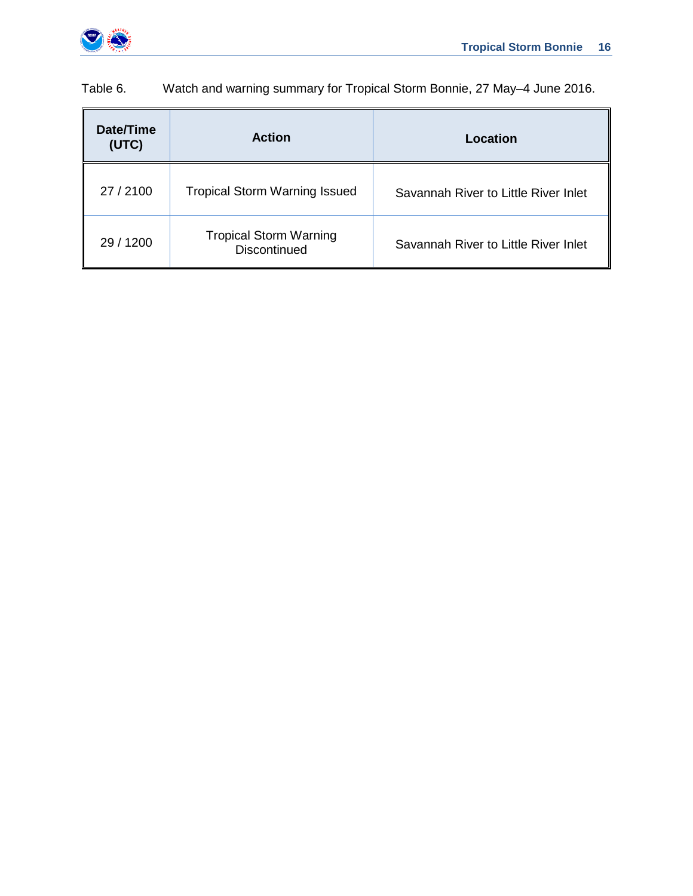Table 6. Watch and warning summary for Tropical Storm Bonnie, 27 May–4 June 2016.

| Date/Time (UTC) | Action | Location |
|---|---|---|
| 27 / 2100 | Tropical Storm Warning Issued | Savannah River to Little River Inlet |
| 29 / 1200 | Tropical Storm Warning Discontinued | Savannah River to Little River Inlet |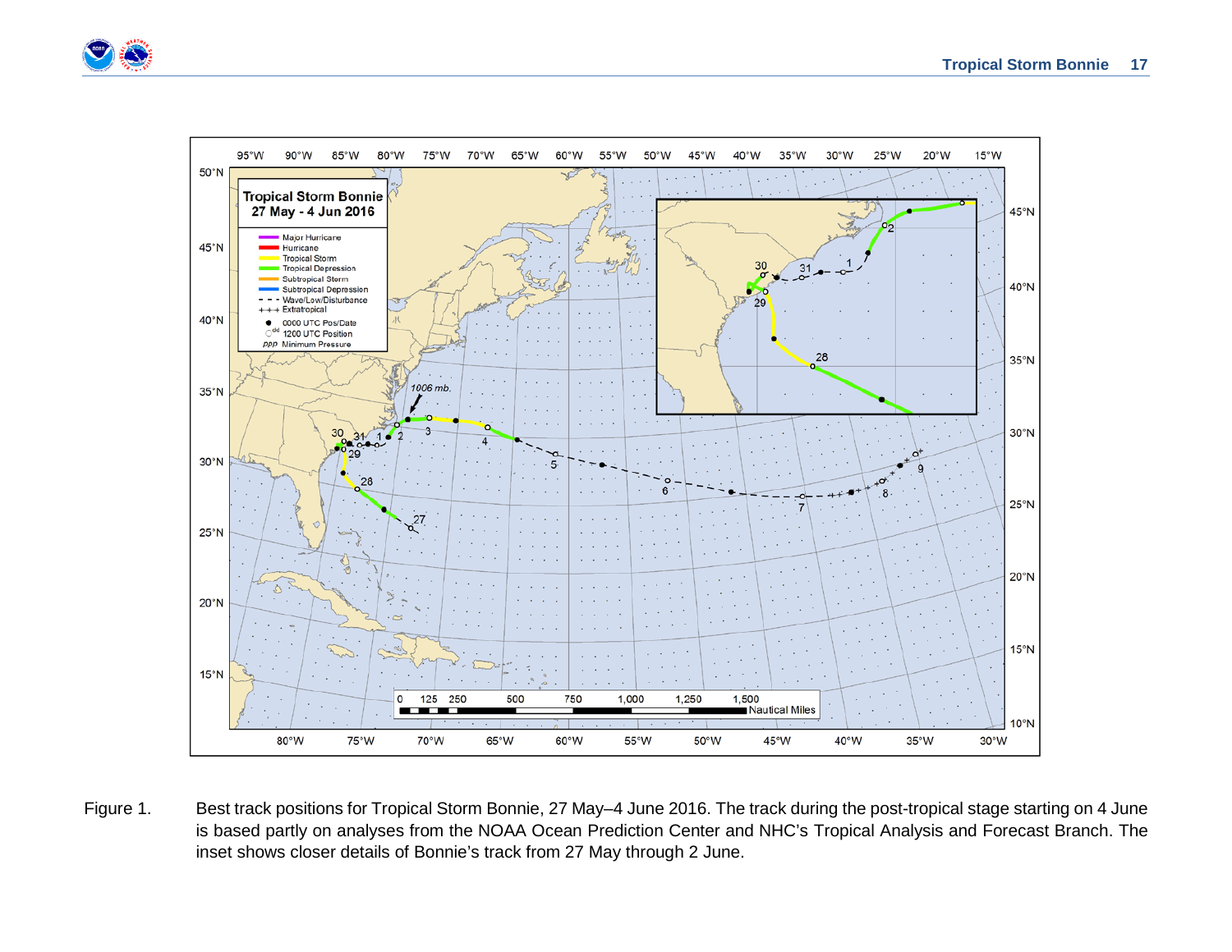Figure 1. Best track positions for Tropical Storm Bonnie, 27 May–4 June 2016. The track during the post-tropical stage starting on 4 June is based partly on analyses from the NOAA Ocean Prediction Center and NHC's Tropical Analysis and Forecast Branch. The inset shows closer details of Bonnie's track from 27 May through 2 June.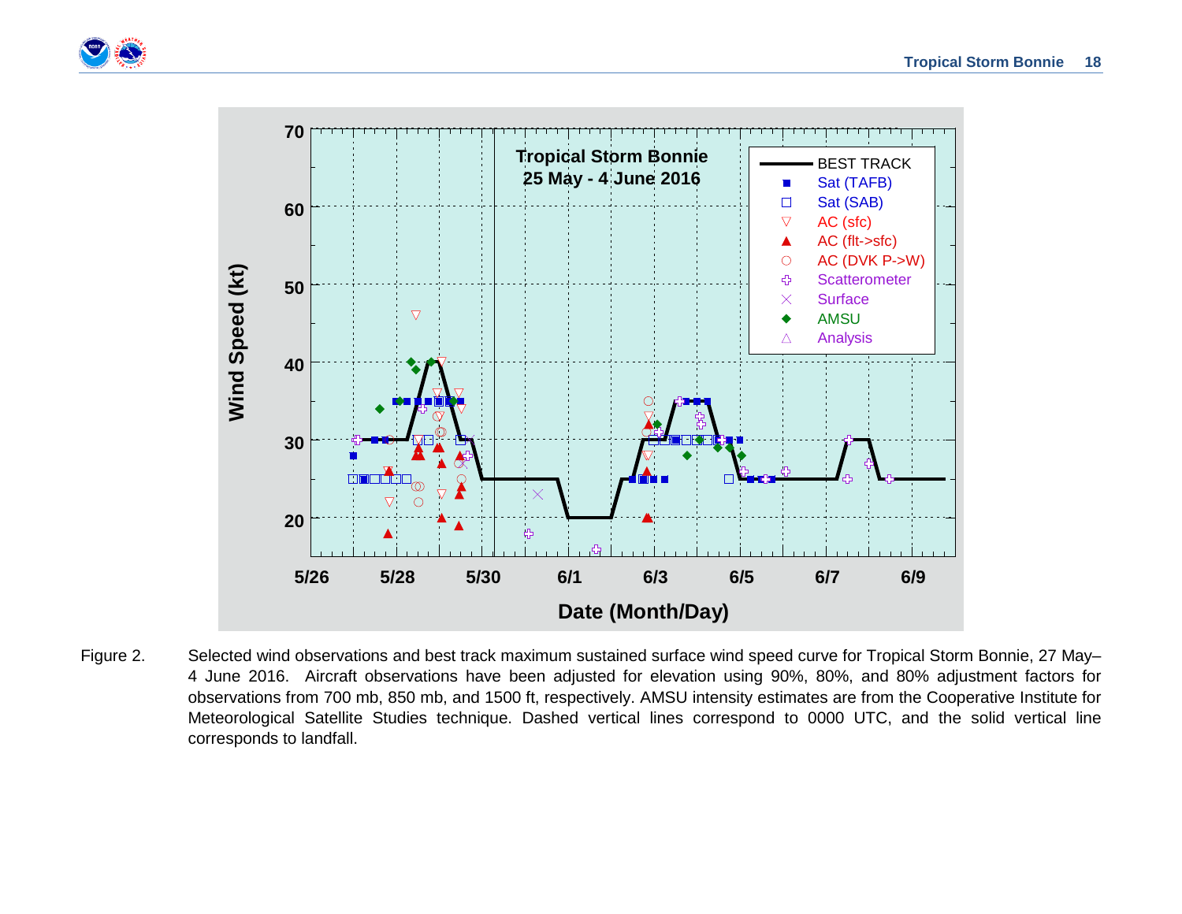Figure 2. Selected wind observations and best track maximum sustained surface wind speed curve for Tropical Storm Bonnie, 27 May–4 June 2016. Aircraft observations have been adjusted for elevation using 90%, 80%, and 80% adjustment factors for observations from 700 mb, 850 mb, and 1500 ft, respectively. AMSU intensity estimates are from the Cooperative Institute for Meteorological Satellite Studies technique. Dashed vertical lines correspond to 0000 UTC, and the solid vertical line corresponds to landfall.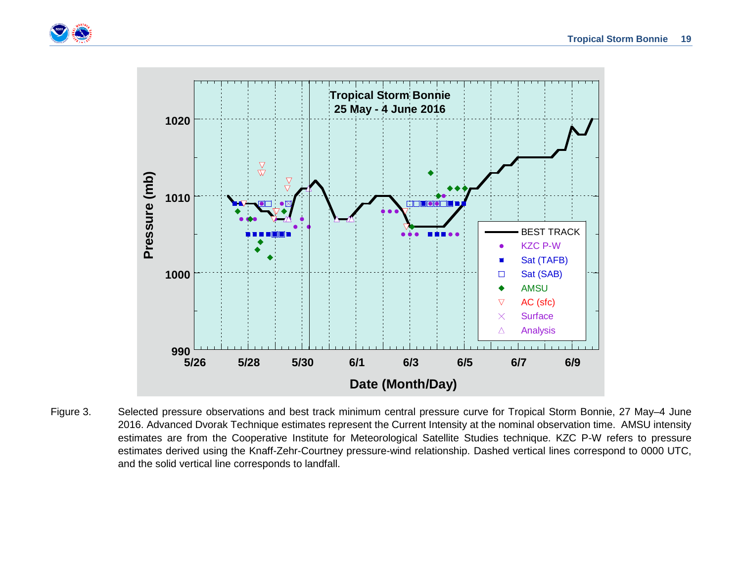Figure 3. Selected pressure observations and best track minimum central pressure curve for Tropical Storm Bonnie, 27 May–4 June 2016. Advanced Dvorak Technique estimates represent the Current Intensity at the nominal observation time. AMSU intensity estimates are from the Cooperative Institute for Meteorological Satellite Studies technique. KZC P-W refers to pressure estimates derived using the Knaff-Zehr-Courtney pressure-wind relationship. Dashed vertical lines correspond to 0000 UTC, and the solid vertical line corresponds to landfall.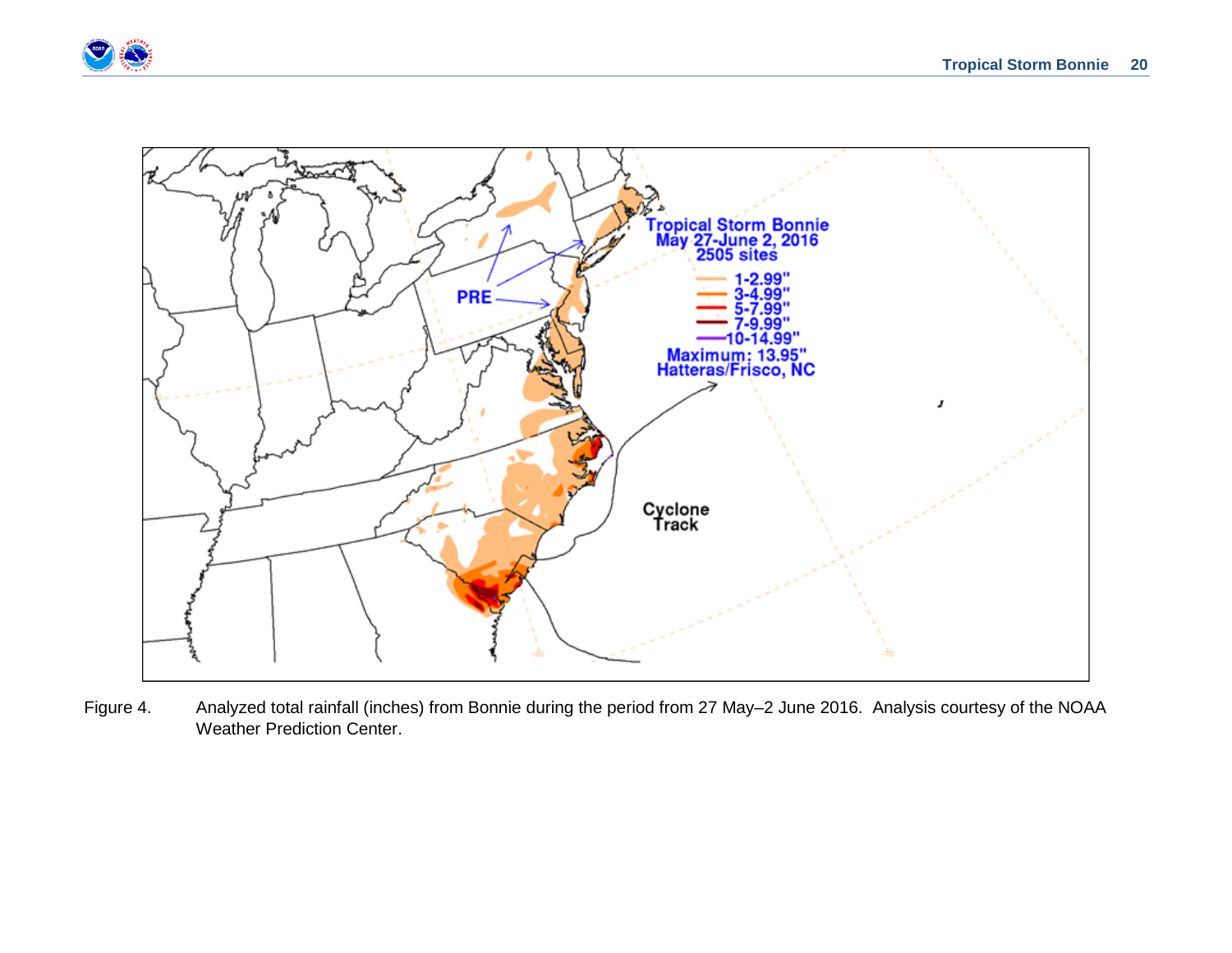Tropical Storm Bonnie
May 27-June 2, 2016
2505 sites

1-2.99"
3-4.99"
5-7.99"
7-9.99"
10-14.99"

Maximum: 13.95"
Hatteras/Frisco, NC

PRE

Cyclone Track

Figure 4. Analyzed total rainfall (inches) from Bonnie during the period from 27 May–2 June 2016. Analysis courtesy of the NOAA Weather Prediction Center.